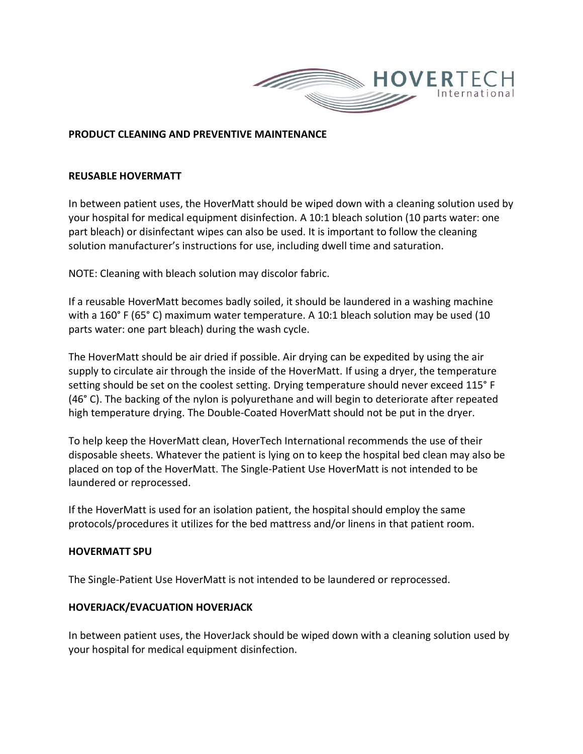**PRODUCT CLEANING AND PREVENTIVE MAINTENANCE**

**REUSABLE HOVERMATT**

In between patient uses, the HoverMatt should be wiped down with a cleaning solution used by your hospital for medical equipment disinfection. A 10:1 bleach solution (10 parts water: one part bleach) or disinfectant wipes can also be used. It is important to follow the cleaning solution manufacturer's instructions for use, including dwell time and saturation.

NOTE: Cleaning with bleach solution may discolor fabric.

If a reusable HoverMatt becomes badly soiled, it should be laundered in a washing machine with a 160° F (65° C) maximum water temperature. A 10:1 bleach solution may be used (10 parts water: one part bleach) during the wash cycle.

The HoverMatt should be air dried if possible. Air drying can be expedited by using the air supply to circulate air through the inside of the HoverMatt. If using a dryer, the temperature setting should be set on the coolest setting. Drying temperature should never exceed 115° F (46° C). The backing of the nylon is polyurethane and will begin to deteriorate after repeated high temperature drying. The Double-Coated HoverMatt should not be put in the dryer.

To help keep the HoverMatt clean, HoverTech International recommends the use of their disposable sheets. Whatever the patient is lying on to keep the hospital bed clean may also be placed on top of the HoverMatt. The Single-Patient Use HoverMatt is not intended to be laundered or reprocessed.

If the HoverMatt is used for an isolation patient, the hospital should employ the same protocols/procedures it utilizes for the bed mattress and/or linens in that patient room.

**HOVERMATT SPU**

The Single-Patient Use HoverMatt is not intended to be laundered or reprocessed.

**HOVERJACK/EVACUATION HOVERJACK**

In between patient uses, the HoverJack should be wiped down with a cleaning solution used by your hospital for medical equipment disinfection.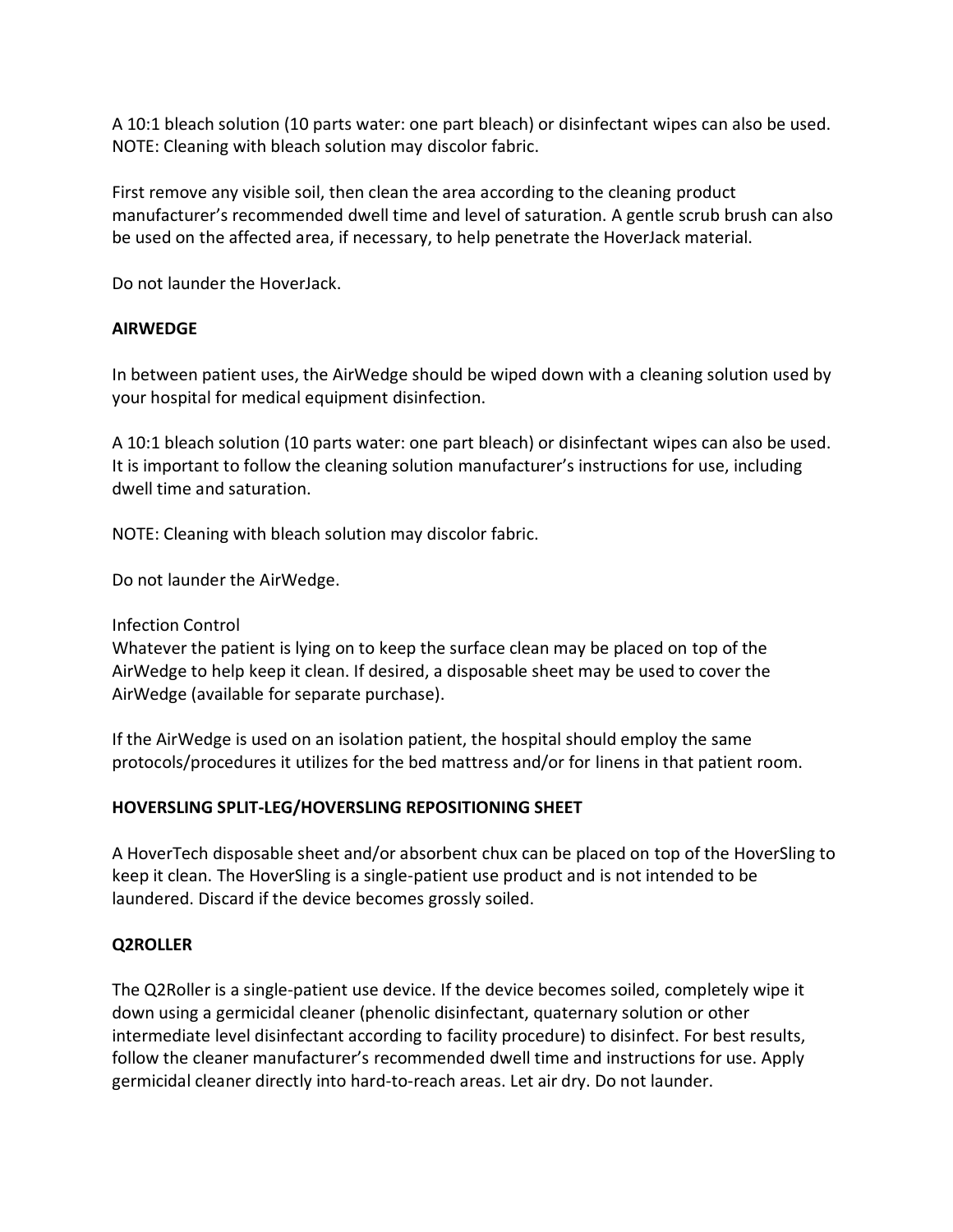A 10:1 bleach solution (10 parts water: one part bleach) or disinfectant wipes can also be used. NOTE: Cleaning with bleach solution may discolor fabric.

First remove any visible soil, then clean the area according to the cleaning product manufacturer's recommended dwell time and level of saturation. A gentle scrub brush can also be used on the affected area, if necessary, to help penetrate the HoverJack material.

Do not launder the HoverJack.

**AIRWEDGE**

In between patient uses, the AirWedge should be wiped down with a cleaning solution used by your hospital for medical equipment disinfection.

A 10:1 bleach solution (10 parts water: one part bleach) or disinfectant wipes can also be used. It is important to follow the cleaning solution manufacturer's instructions for use, including dwell time and saturation.

NOTE: Cleaning with bleach solution may discolor fabric.

Do not launder the AirWedge.

Infection Control
Whatever the patient is lying on to keep the surface clean may be placed on top of the AirWedge to help keep it clean. If desired, a disposable sheet may be used to cover the AirWedge (available for separate purchase).

If the AirWedge is used on an isolation patient, the hospital should employ the same protocols/procedures it utilizes for the bed mattress and/or for linens in that patient room.

**HOVERSLING SPLIT-LEG/HOVERSLING REPOSITIONING SHEET**

A HoverTech disposable sheet and/or absorbent chux can be placed on top of the HoverSling to keep it clean. The HoverSling is a single-patient use product and is not intended to be laundered. Discard if the device becomes grossly soiled.

**Q2ROLLER**

The Q2Roller is a single-patient use device. If the device becomes soiled, completely wipe it down using a germicidal cleaner (phenolic disinfectant, quaternary solution or other intermediate level disinfectant according to facility procedure) to disinfect. For best results, follow the cleaner manufacturer's recommended dwell time and instructions for use. Apply germicidal cleaner directly into hard-to-reach areas. Let air dry. Do not launder.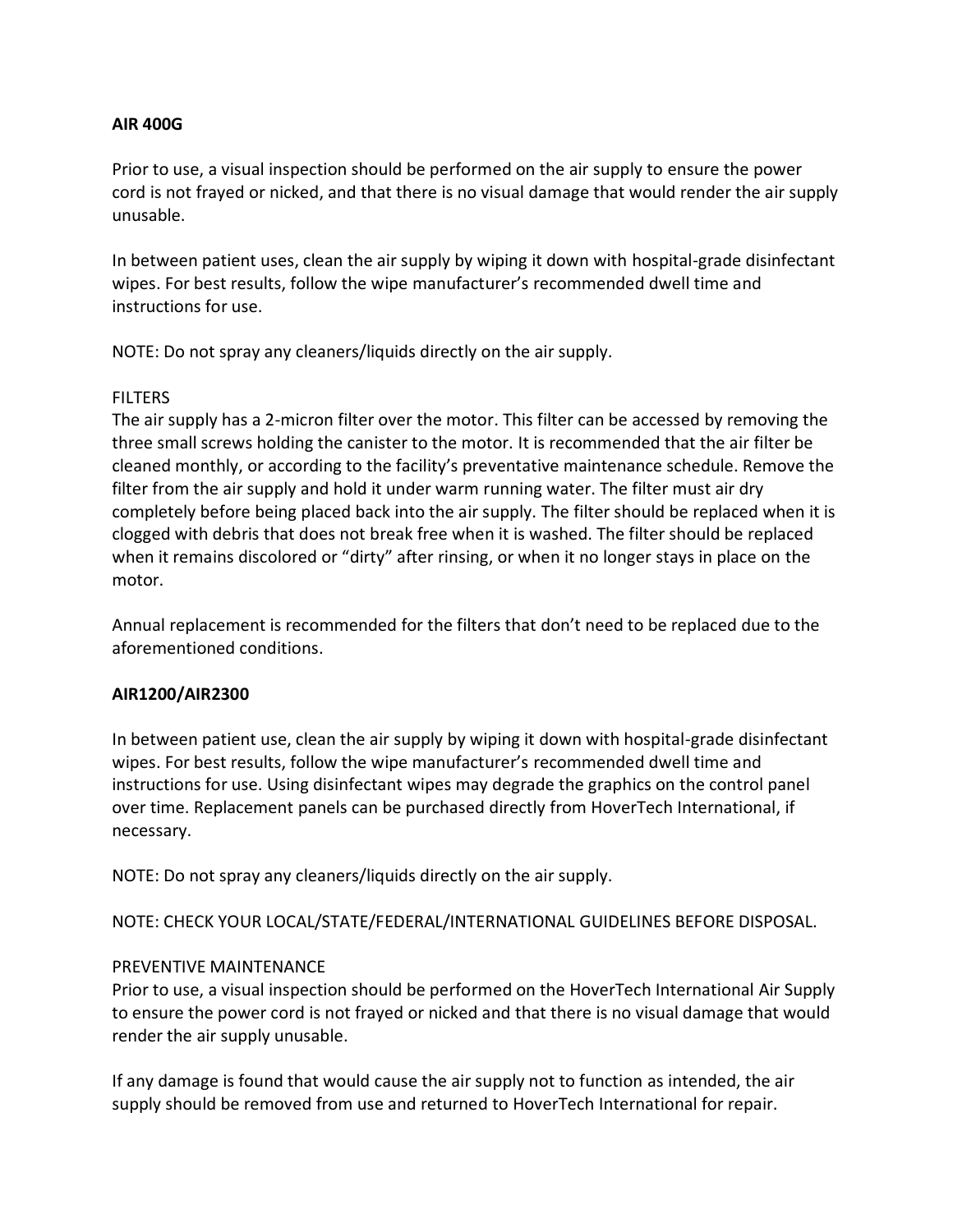**AIR 400G**

Prior to use, a visual inspection should be performed on the air supply to ensure the power cord is not frayed or nicked, and that there is no visual damage that would render the air supply unusable.

In between patient uses, clean the air supply by wiping it down with hospital-grade disinfectant wipes. For best results, follow the wipe manufacturer's recommended dwell time and instructions for use.

NOTE: Do not spray any cleaners/liquids directly on the air supply.

FILTERS
The air supply has a 2-micron filter over the motor. This filter can be accessed by removing the three small screws holding the canister to the motor. It is recommended that the air filter be cleaned monthly, or according to the facility's preventative maintenance schedule. Remove the filter from the air supply and hold it under warm running water. The filter must air dry completely before being placed back into the air supply. The filter should be replaced when it is clogged with debris that does not break free when it is washed. The filter should be replaced when it remains discolored or "dirty" after rinsing, or when it no longer stays in place on the motor.

Annual replacement is recommended for the filters that don't need to be replaced due to the aforementioned conditions.

**AIR1200/AIR2300**

In between patient use, clean the air supply by wiping it down with hospital-grade disinfectant wipes. For best results, follow the wipe manufacturer's recommended dwell time and instructions for use. Using disinfectant wipes may degrade the graphics on the control panel over time. Replacement panels can be purchased directly from HoverTech International, if necessary.

NOTE: Do not spray any cleaners/liquids directly on the air supply.

NOTE: CHECK YOUR LOCAL/STATE/FEDERAL/INTERNATIONAL GUIDELINES BEFORE DISPOSAL.

PREVENTIVE MAINTENANCE
Prior to use, a visual inspection should be performed on the HoverTech International Air Supply to ensure the power cord is not frayed or nicked and that there is no visual damage that would render the air supply unusable.

If any damage is found that would cause the air supply not to function as intended, the air supply should be removed from use and returned to HoverTech International for repair.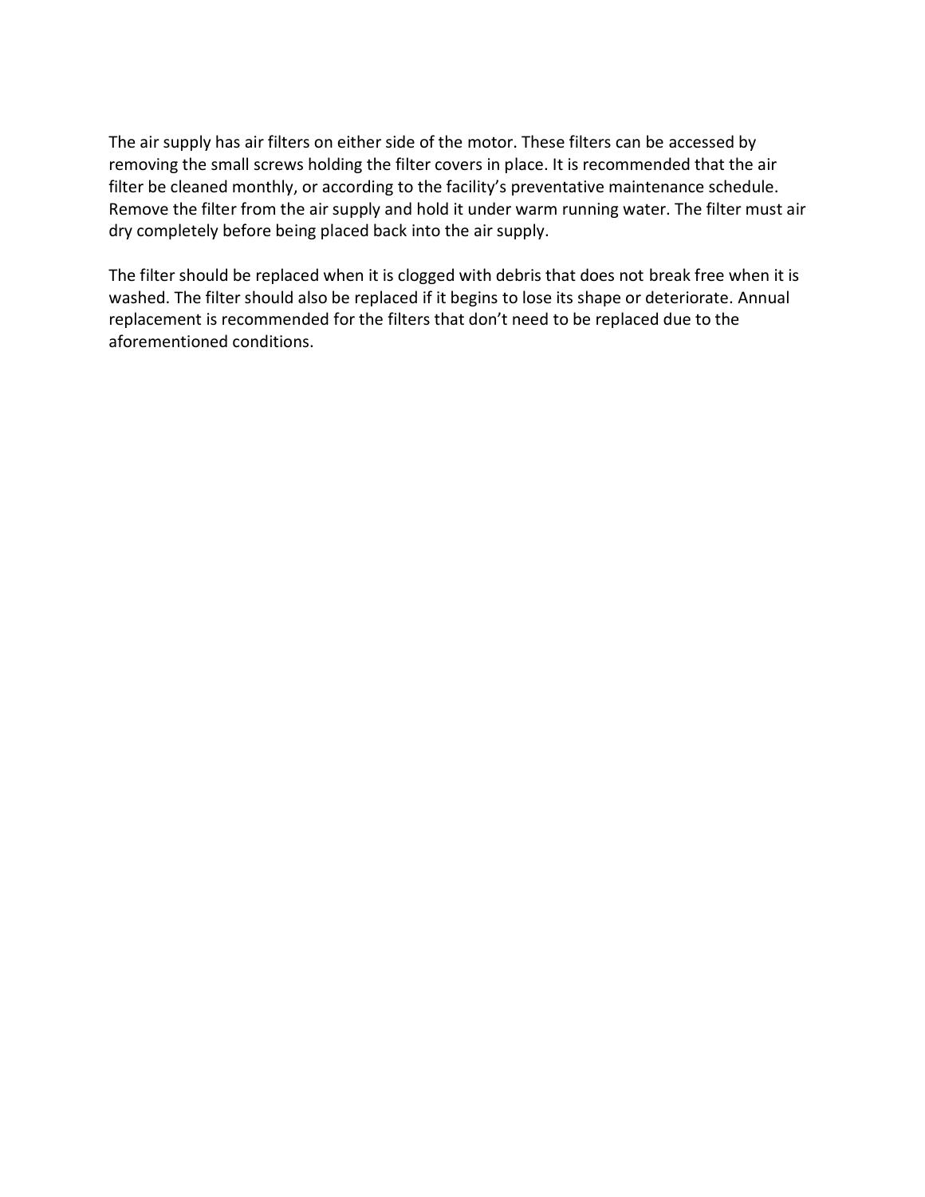The air supply has air filters on either side of the motor. These filters can be accessed by removing the small screws holding the filter covers in place. It is recommended that the air filter be cleaned monthly, or according to the facility's preventative maintenance schedule. Remove the filter from the air supply and hold it under warm running water. The filter must air dry completely before being placed back into the air supply.

The filter should be replaced when it is clogged with debris that does not break free when it is washed. The filter should also be replaced if it begins to lose its shape or deteriorate. Annual replacement is recommended for the filters that don't need to be replaced due to the aforementioned conditions.